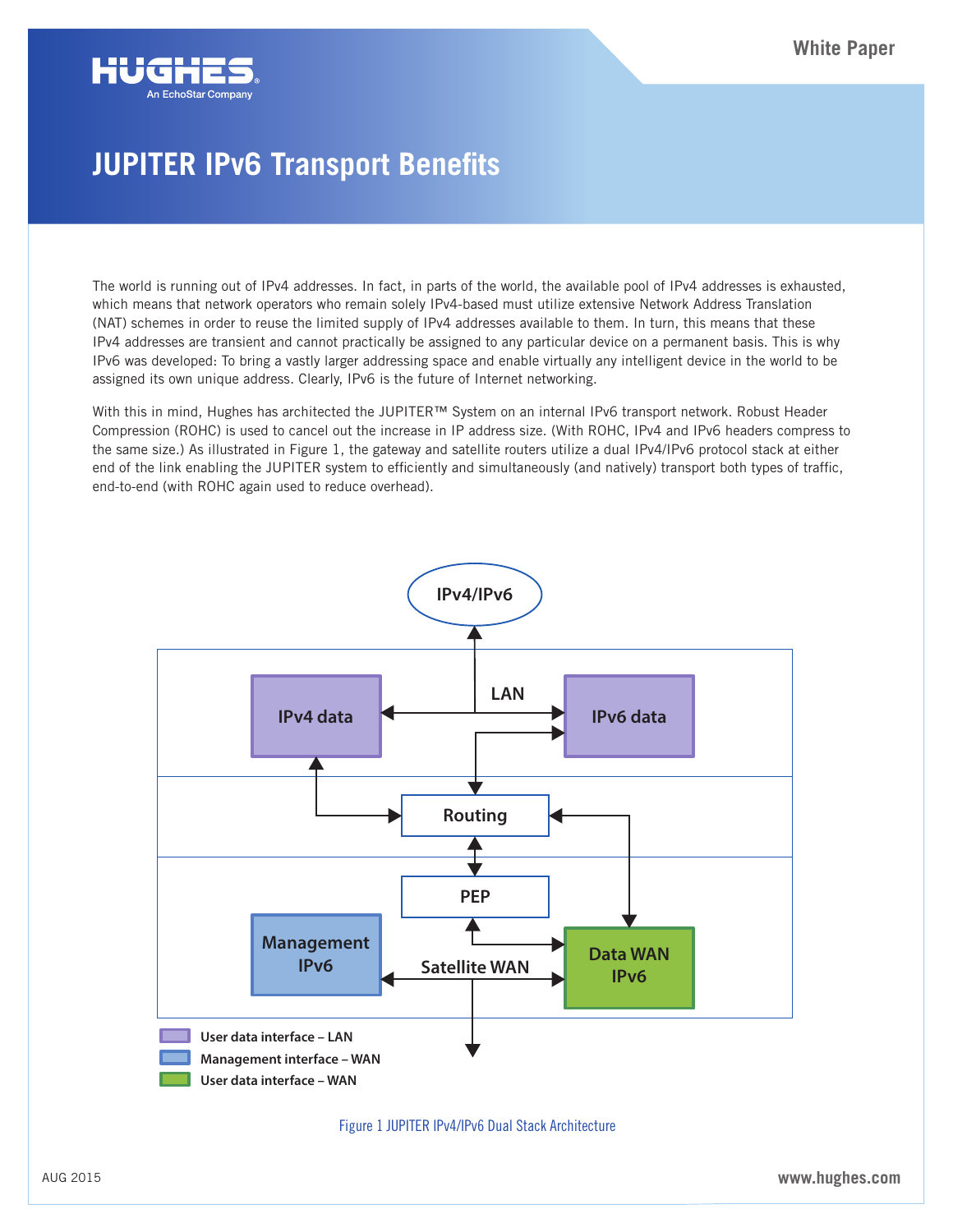# JUPITER IPv6 Transport Benefits

The world is running out of IPv4 addresses. In fact, in parts of the world, the available pool of IPv4 addresses is exhausted, which means that network operators who remain solely IPv4-based must utilize extensive Network Address Translation (NAT) schemes in order to reuse the limited supply of IPv4 addresses available to them. In turn, this means that these IPv4 addresses are transient and cannot practically be assigned to any particular device on a permanent basis. This is why IPv6 was developed: To bring a vastly larger addressing space and enable virtually any intelligent device in the world to be assigned its own unique address. Clearly, IPv6 is the future of Internet networking.

With this in mind, Hughes has architected the JUPITER™ System on an internal IPv6 transport network. Robust Header Compression (ROHC) is used to cancel out the increase in IP address size. (With ROHC, IPv4 and IPv6 headers compress to the same size.) As illustrated in Figure 1, the gateway and satellite routers utilize a dual IPv4/IPv6 protocol stack at either end of the link enabling the JUPITER system to efficiently and simultaneously (and natively) transport both types of traffic, end-to-end (with ROHC again used to reduce overhead).

Figure 1 JUPITER IPv4/IPv6 Dual Stack Architecture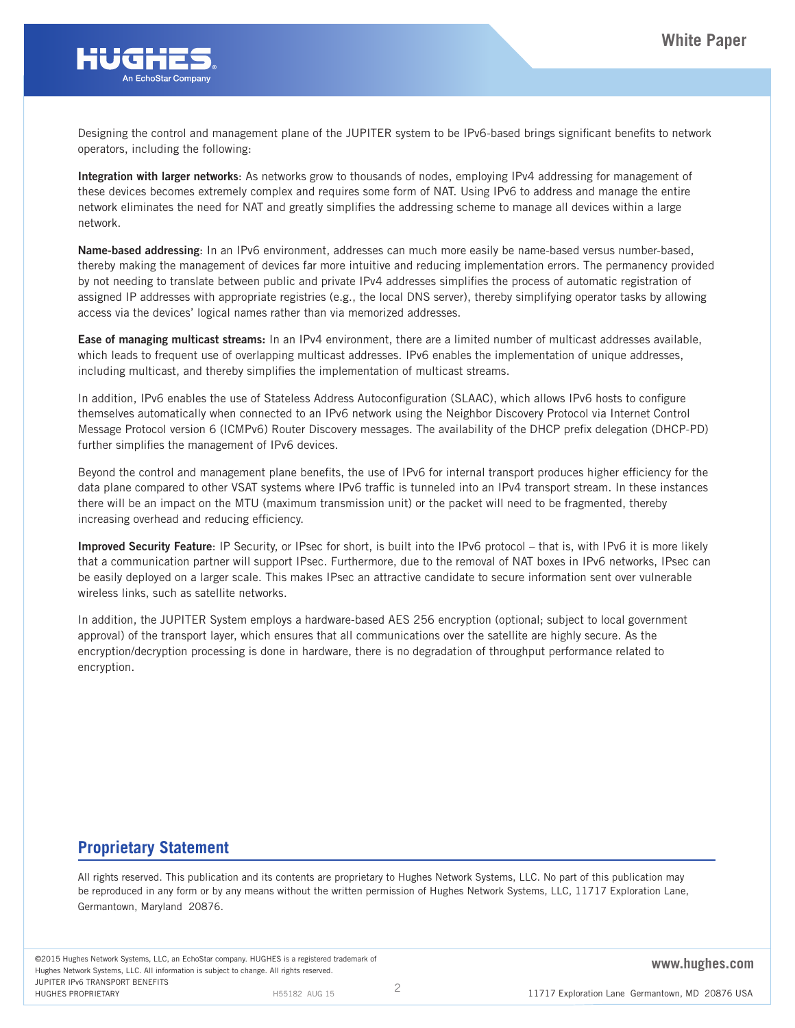Designing the control and management plane of the JUPITER system to be IPv6-based brings significant benefits to network operators, including the following:

**Integration with larger networks**: As networks grow to thousands of nodes, employing IPv4 addressing for management of these devices becomes extremely complex and requires some form of NAT. Using IPv6 to address and manage the entire network eliminates the need for NAT and greatly simplifies the addressing scheme to manage all devices within a large network.

**Name-based addressing**: In an IPv6 environment, addresses can much more easily be name-based versus number-based, thereby making the management of devices far more intuitive and reducing implementation errors. The permanency provided by not needing to translate between public and private IPv4 addresses simplifies the process of automatic registration of assigned IP addresses with appropriate registries (e.g., the local DNS server), thereby simplifying operator tasks by allowing access via the devices' logical names rather than via memorized addresses.

**Ease of managing multicast streams:** In an IPv4 environment, there are a limited number of multicast addresses available, which leads to frequent use of overlapping multicast addresses. IPv6 enables the implementation of unique addresses, including multicast, and thereby simplifies the implementation of multicast streams.

In addition, IPv6 enables the use of Stateless Address Autoconfiguration (SLAAC), which allows IPv6 hosts to configure themselves automatically when connected to an IPv6 network using the Neighbor Discovery Protocol via Internet Control Message Protocol version 6 (ICMPv6) Router Discovery messages. The availability of the DHCP prefix delegation (DHCP-PD) further simplifies the management of IPv6 devices.

Beyond the control and management plane benefits, the use of IPv6 for internal transport produces higher efficiency for the data plane compared to other VSAT systems where IPv6 traffic is tunneled into an IPv4 transport stream. In these instances there will be an impact on the MTU (maximum transmission unit) or the packet will need to be fragmented, thereby increasing overhead and reducing efficiency.

**Improved Security Feature**: IP Security, or IPsec for short, is built into the IPv6 protocol – that is, with IPv6 it is more likely that a communication partner will support IPsec. Furthermore, due to the removal of NAT boxes in IPv6 networks, IPsec can be easily deployed on a larger scale. This makes IPsec an attractive candidate to secure information sent over vulnerable wireless links, such as satellite networks.

In addition, the JUPITER System employs a hardware-based AES 256 encryption (optional; subject to local government approval) of the transport layer, which ensures that all communications over the satellite are highly secure. As the encryption/decryption processing is done in hardware, there is no degradation of throughput performance related to encryption.

## Proprietary Statement

All rights reserved. This publication and its contents are proprietary to Hughes Network Systems, LLC. No part of this publication may be reproduced in any form or by any means without the written permission of Hughes Network Systems, LLC, 11717 Exploration Lane, Germantown, Maryland 20876.

©2015 Hughes Network Systems, LLC, an EchoStar company. HUGHES is a registered trademark of Hughes Network Systems, LLC. All information is subject to change. All rights reserved.
JUPITER IPv6 TRANSPORT BENEFITS
HUGHES PROPRIETARY H55182 AUG 15

www.hughes.com
11717 Exploration Lane Germantown, MD 20876 USA